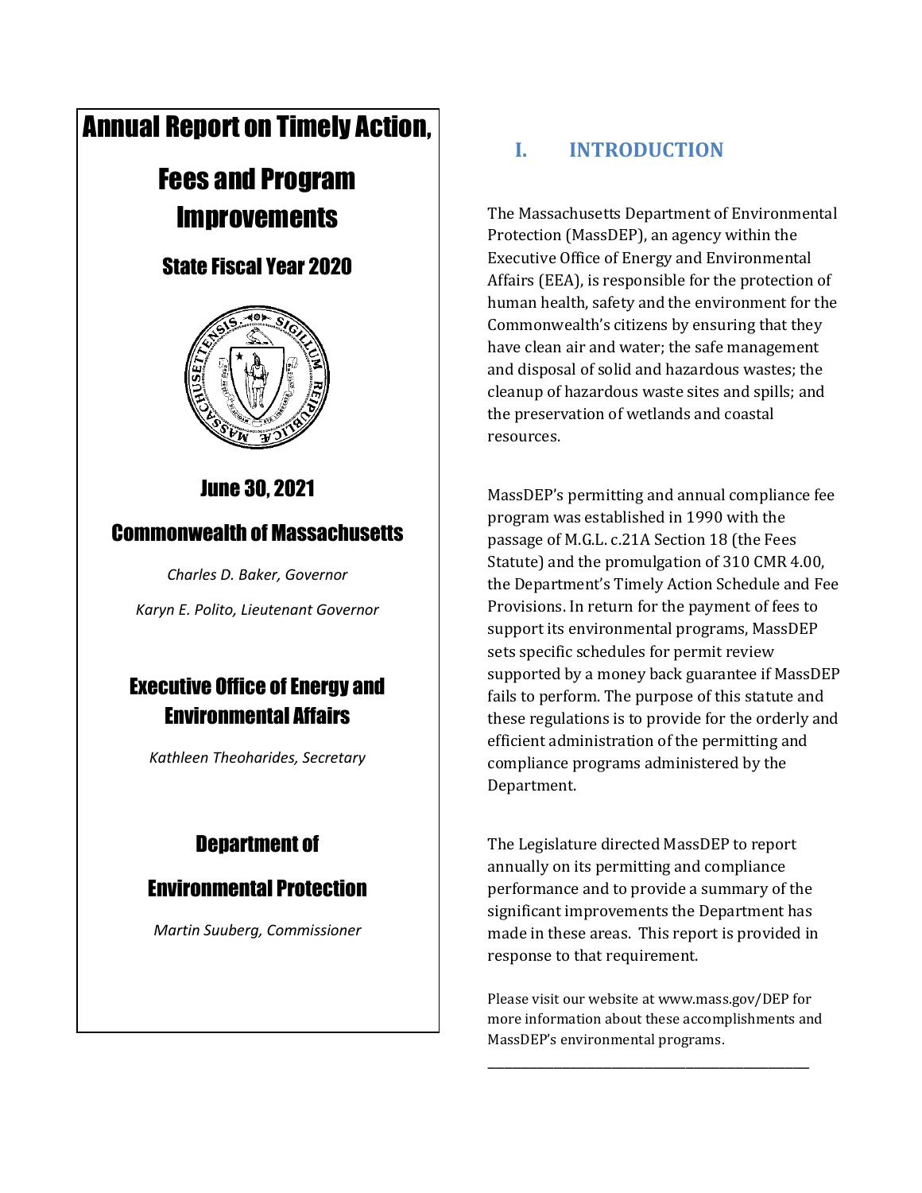# Annual Report on Timely Action, Fees and Program Improvements

## State Fiscal Year 2020

## June 30, 2021

## Commonwealth of Massachusetts

*Charles D. Baker, Governor*

*Karyn E. Polito, Lieutenant Governor*

## Executive Office of Energy and Environmental Affairs

*Kathleen Theoharides, Secretary*

## Department of Environmental Protection

*Martin Suuberg, Commissioner*

## I. INTRODUCTION

The Massachusetts Department of Environmental Protection (MassDEP), an agency within the Executive Office of Energy and Environmental Affairs (EEA), is responsible for the protection of human health, safety and the environment for the Commonwealth's citizens by ensuring that they have clean air and water; the safe management and disposal of solid and hazardous wastes; the cleanup of hazardous waste sites and spills; and the preservation of wetlands and coastal resources.

MassDEP's permitting and annual compliance fee program was established in 1990 with the passage of M.G.L. c.21A Section 18 (the Fees Statute) and the promulgation of 310 CMR 4.00, the Department's Timely Action Schedule and Fee Provisions. In return for the payment of fees to support its environmental programs, MassDEP sets specific schedules for permit review supported by a money back guarantee if MassDEP fails to perform. The purpose of this statute and these regulations is to provide for the orderly and efficient administration of the permitting and compliance programs administered by the Department.

The Legislature directed MassDEP to report annually on its permitting and compliance performance and to provide a summary of the significant improvements the Department has made in these areas. This report is provided in response to that requirement.

Please visit our website at www.mass.gov/DEP for more information about these accomplishments and MassDEP's environmental programs.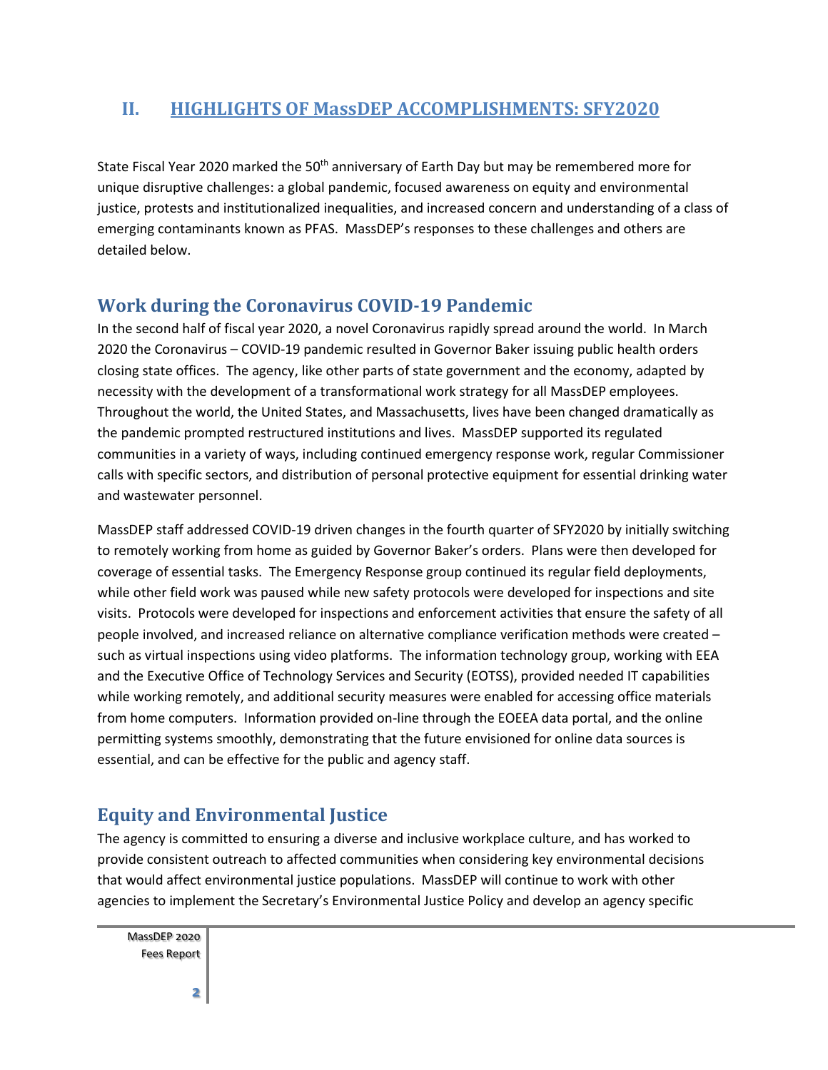## II. HIGHLIGHTS OF MassDEP ACCOMPLISHMENTS: SFY2020

State Fiscal Year 2020 marked the 50th anniversary of Earth Day but may be remembered more for unique disruptive challenges: a global pandemic, focused awareness on equity and environmental justice, protests and institutionalized inequalities, and increased concern and understanding of a class of emerging contaminants known as PFAS. MassDEP's responses to these challenges and others are detailed below.

### Work during the Coronavirus COVID-19 Pandemic

In the second half of fiscal year 2020, a novel Coronavirus rapidly spread around the world. In March 2020 the Coronavirus – COVID-19 pandemic resulted in Governor Baker issuing public health orders closing state offices. The agency, like other parts of state government and the economy, adapted by necessity with the development of a transformational work strategy for all MassDEP employees. Throughout the world, the United States, and Massachusetts, lives have been changed dramatically as the pandemic prompted restructured institutions and lives. MassDEP supported its regulated communities in a variety of ways, including continued emergency response work, regular Commissioner calls with specific sectors, and distribution of personal protective equipment for essential drinking water and wastewater personnel.

MassDEP staff addressed COVID-19 driven changes in the fourth quarter of SFY2020 by initially switching to remotely working from home as guided by Governor Baker's orders. Plans were then developed for coverage of essential tasks. The Emergency Response group continued its regular field deployments, while other field work was paused while new safety protocols were developed for inspections and site visits. Protocols were developed for inspections and enforcement activities that ensure the safety of all people involved, and increased reliance on alternative compliance verification methods were created – such as virtual inspections using video platforms. The information technology group, working with EEA and the Executive Office of Technology Services and Security (EOTSS), provided needed IT capabilities while working remotely, and additional security measures were enabled for accessing office materials from home computers. Information provided on-line through the EOEEA data portal, and the online permitting systems smoothly, demonstrating that the future envisioned for online data sources is essential, and can be effective for the public and agency staff.

### Equity and Environmental Justice

The agency is committed to ensuring a diverse and inclusive workplace culture, and has worked to provide consistent outreach to affected communities when considering key environmental decisions that would affect environmental justice populations. MassDEP will continue to work with other agencies to implement the Secretary's Environmental Justice Policy and develop an agency specific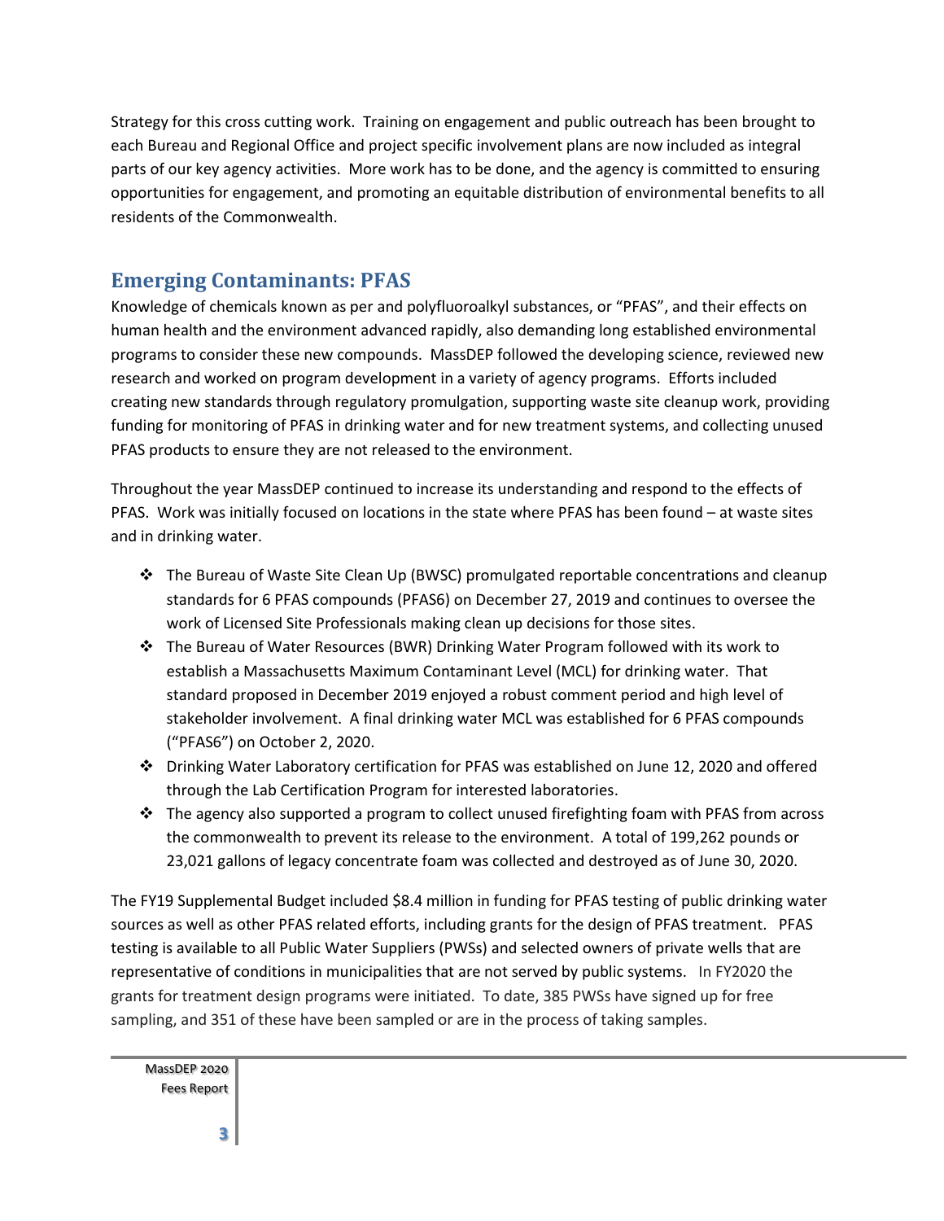Strategy for this cross cutting work. Training on engagement and public outreach has been brought to each Bureau and Regional Office and project specific involvement plans are now included as integral parts of our key agency activities. More work has to be done, and the agency is committed to ensuring opportunities for engagement, and promoting an equitable distribution of environmental benefits to all residents of the Commonwealth.

## Emerging Contaminants: PFAS

Knowledge of chemicals known as per and polyfluoroalkyl substances, or "PFAS", and their effects on human health and the environment advanced rapidly, also demanding long established environmental programs to consider these new compounds. MassDEP followed the developing science, reviewed new research and worked on program development in a variety of agency programs. Efforts included creating new standards through regulatory promulgation, supporting waste site cleanup work, providing funding for monitoring of PFAS in drinking water and for new treatment systems, and collecting unused PFAS products to ensure they are not released to the environment.

Throughout the year MassDEP continued to increase its understanding and respond to the effects of PFAS. Work was initially focused on locations in the state where PFAS has been found – at waste sites and in drinking water.

- The Bureau of Waste Site Clean Up (BWSC) promulgated reportable concentrations and cleanup standards for 6 PFAS compounds (PFAS6) on December 27, 2019 and continues to oversee the work of Licensed Site Professionals making clean up decisions for those sites.
- The Bureau of Water Resources (BWR) Drinking Water Program followed with its work to establish a Massachusetts Maximum Contaminant Level (MCL) for drinking water. That standard proposed in December 2019 enjoyed a robust comment period and high level of stakeholder involvement. A final drinking water MCL was established for 6 PFAS compounds ("PFAS6") on October 2, 2020.
- Drinking Water Laboratory certification for PFAS was established on June 12, 2020 and offered through the Lab Certification Program for interested laboratories.
- The agency also supported a program to collect unused firefighting foam with PFAS from across the commonwealth to prevent its release to the environment. A total of 199,262 pounds or 23,021 gallons of legacy concentrate foam was collected and destroyed as of June 30, 2020.

The FY19 Supplemental Budget included $8.4 million in funding for PFAS testing of public drinking water sources as well as other PFAS related efforts, including grants for the design of PFAS treatment. PFAS testing is available to all Public Water Suppliers (PWSs) and selected owners of private wells that are representative of conditions in municipalities that are not served by public systems. In FY2020 the grants for treatment design programs were initiated. To date, 385 PWSs have signed up for free sampling, and 351 of these have been sampled or are in the process of taking samples.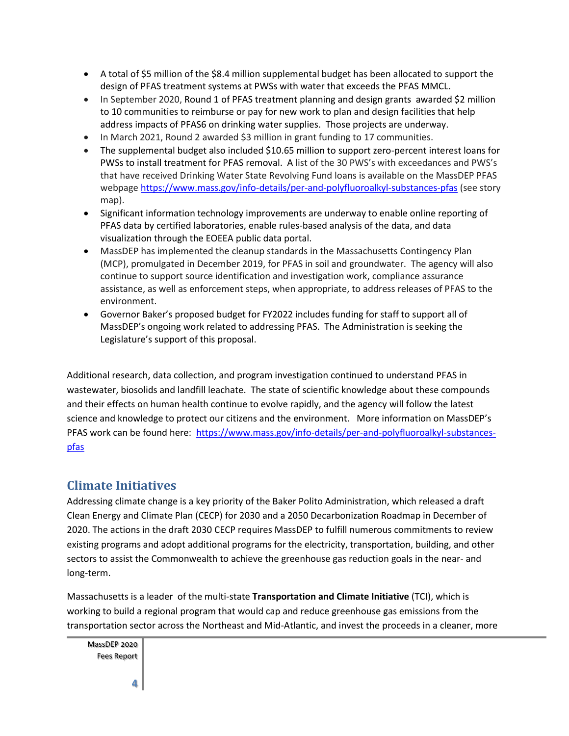- A total of $5 million of the $8.4 million supplemental budget has been allocated to support the design of PFAS treatment systems at PWSs with water that exceeds the PFAS MMCL.
- In September 2020, Round 1 of PFAS treatment planning and design grants awarded $2 million to 10 communities to reimburse or pay for new work to plan and design facilities that help address impacts of PFAS6 on drinking water supplies. Those projects are underway.
- In March 2021, Round 2 awarded $3 million in grant funding to 17 communities.
- The supplemental budget also included $10.65 million to support zero-percent interest loans for PWSs to install treatment for PFAS removal. A list of the 30 PWS's with exceedances and PWS's that have received Drinking Water State Revolving Fund loans is available on the MassDEP PFAS webpage https://www.mass.gov/info-details/per-and-polyfluoroalkyl-substances-pfas (see story map).
- Significant information technology improvements are underway to enable online reporting of PFAS data by certified laboratories, enable rules-based analysis of the data, and data visualization through the EOEEA public data portal.
- MassDEP has implemented the cleanup standards in the Massachusetts Contingency Plan (MCP), promulgated in December 2019, for PFAS in soil and groundwater. The agency will also continue to support source identification and investigation work, compliance assurance assistance, as well as enforcement steps, when appropriate, to address releases of PFAS to the environment.
- Governor Baker's proposed budget for FY2022 includes funding for staff to support all of MassDEP's ongoing work related to addressing PFAS. The Administration is seeking the Legislature's support of this proposal.

Additional research, data collection, and program investigation continued to understand PFAS in wastewater, biosolids and landfill leachate. The state of scientific knowledge about these compounds and their effects on human health continue to evolve rapidly, and the agency will follow the latest science and knowledge to protect our citizens and the environment. More information on MassDEP's PFAS work can be found here: https://www.mass.gov/info-details/per-and-polyfluoroalkyl-substances-pfas

## Climate Initiatives

Addressing climate change is a key priority of the Baker Polito Administration, which released a draft Clean Energy and Climate Plan (CECP) for 2030 and a 2050 Decarbonization Roadmap in December of 2020. The actions in the draft 2030 CECP requires MassDEP to fulfill numerous commitments to review existing programs and adopt additional programs for the electricity, transportation, building, and other sectors to assist the Commonwealth to achieve the greenhouse gas reduction goals in the near- and long-term.

Massachusetts is a leader of the multi-state **Transportation and Climate Initiative** (TCI), which is working to build a regional program that would cap and reduce greenhouse gas emissions from the transportation sector across the Northeast and Mid-Atlantic, and invest the proceeds in a cleaner, more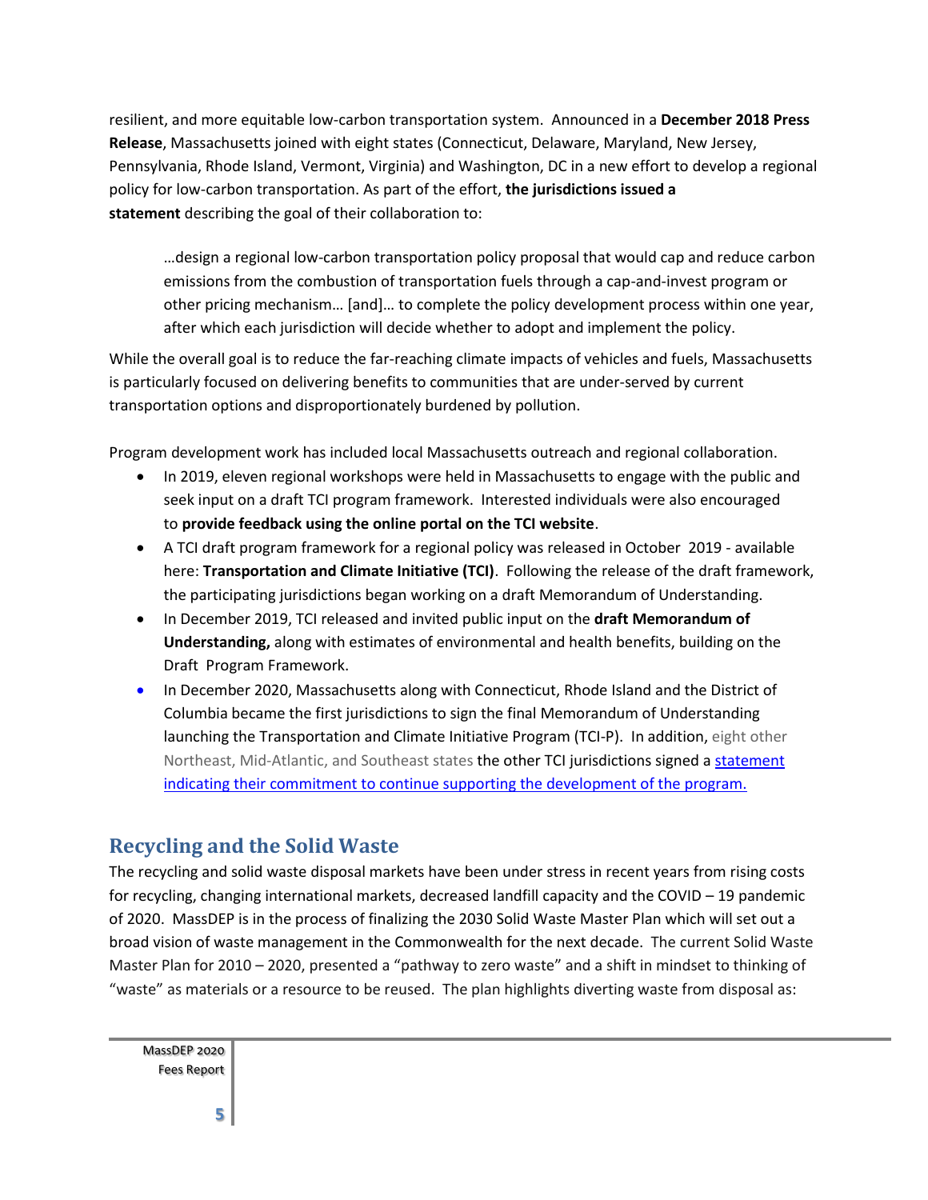resilient, and more equitable low-carbon transportation system. Announced in a **December 2018 Press Release**, Massachusetts joined with eight states (Connecticut, Delaware, Maryland, New Jersey, Pennsylvania, Rhode Island, Vermont, Virginia) and Washington, DC in a new effort to develop a regional policy for low-carbon transportation. As part of the effort, **the jurisdictions issued a statement** describing the goal of their collaboration to:

> …design a regional low-carbon transportation policy proposal that would cap and reduce carbon emissions from the combustion of transportation fuels through a cap-and-invest program or other pricing mechanism… [and]… to complete the policy development process within one year, after which each jurisdiction will decide whether to adopt and implement the policy.

While the overall goal is to reduce the far-reaching climate impacts of vehicles and fuels, Massachusetts is particularly focused on delivering benefits to communities that are under-served by current transportation options and disproportionately burdened by pollution.

Program development work has included local Massachusetts outreach and regional collaboration.

- In 2019, eleven regional workshops were held in Massachusetts to engage with the public and seek input on a draft TCI program framework. Interested individuals were also encouraged to **provide feedback using the online portal on the TCI website**.
- A TCI draft program framework for a regional policy was released in October 2019 - available here: **Transportation and Climate Initiative (TCI)**. Following the release of the draft framework, the participating jurisdictions began working on a draft Memorandum of Understanding.
- In December 2019, TCI released and invited public input on the **draft Memorandum of Understanding,** along with estimates of environmental and health benefits, building on the Draft Program Framework.
- In December 2020, Massachusetts along with Connecticut, Rhode Island and the District of Columbia became the first jurisdictions to sign the final Memorandum of Understanding launching the Transportation and Climate Initiative Program (TCI-P). In addition, eight other Northeast, Mid-Atlantic, and Southeast states the other TCI jurisdictions signed a [statement indicating their commitment to continue supporting the development of the program.]

## Recycling and the Solid Waste

The recycling and solid waste disposal markets have been under stress in recent years from rising costs for recycling, changing international markets, decreased landfill capacity and the COVID – 19 pandemic of 2020. MassDEP is in the process of finalizing the 2030 Solid Waste Master Plan which will set out a broad vision of waste management in the Commonwealth for the next decade. The current Solid Waste Master Plan for 2010 – 2020, presented a "pathway to zero waste" and a shift in mindset to thinking of "waste" as materials or a resource to be reused. The plan highlights diverting waste from disposal as: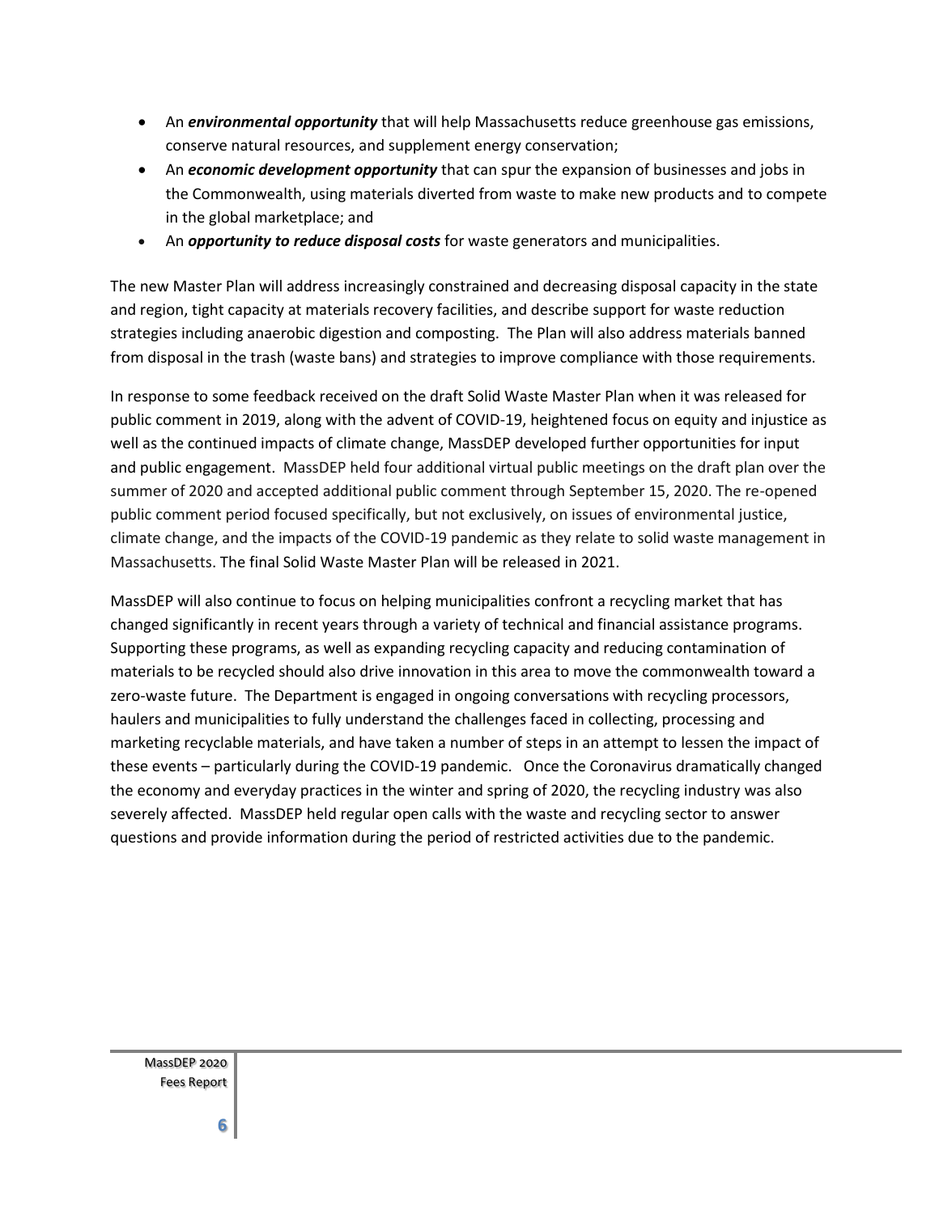- An ***environmental opportunity*** that will help Massachusetts reduce greenhouse gas emissions, conserve natural resources, and supplement energy conservation;
- An ***economic development opportunity*** that can spur the expansion of businesses and jobs in the Commonwealth, using materials diverted from waste to make new products and to compete in the global marketplace; and
- An ***opportunity to reduce disposal costs*** for waste generators and municipalities.

The new Master Plan will address increasingly constrained and decreasing disposal capacity in the state and region, tight capacity at materials recovery facilities, and describe support for waste reduction strategies including anaerobic digestion and composting. The Plan will also address materials banned from disposal in the trash (waste bans) and strategies to improve compliance with those requirements.

In response to some feedback received on the draft Solid Waste Master Plan when it was released for public comment in 2019, along with the advent of COVID-19, heightened focus on equity and injustice as well as the continued impacts of climate change, MassDEP developed further opportunities for input and public engagement. MassDEP held four additional virtual public meetings on the draft plan over the summer of 2020 and accepted additional public comment through September 15, 2020. The re-opened public comment period focused specifically, but not exclusively, on issues of environmental justice, climate change, and the impacts of the COVID-19 pandemic as they relate to solid waste management in Massachusetts. The final Solid Waste Master Plan will be released in 2021.

MassDEP will also continue to focus on helping municipalities confront a recycling market that has changed significantly in recent years through a variety of technical and financial assistance programs. Supporting these programs, as well as expanding recycling capacity and reducing contamination of materials to be recycled should also drive innovation in this area to move the commonwealth toward a zero-waste future. The Department is engaged in ongoing conversations with recycling processors, haulers and municipalities to fully understand the challenges faced in collecting, processing and marketing recyclable materials, and have taken a number of steps in an attempt to lessen the impact of these events – particularly during the COVID-19 pandemic. Once the Coronavirus dramatically changed the economy and everyday practices in the winter and spring of 2020, the recycling industry was also severely affected. MassDEP held regular open calls with the waste and recycling sector to answer questions and provide information during the period of restricted activities due to the pandemic.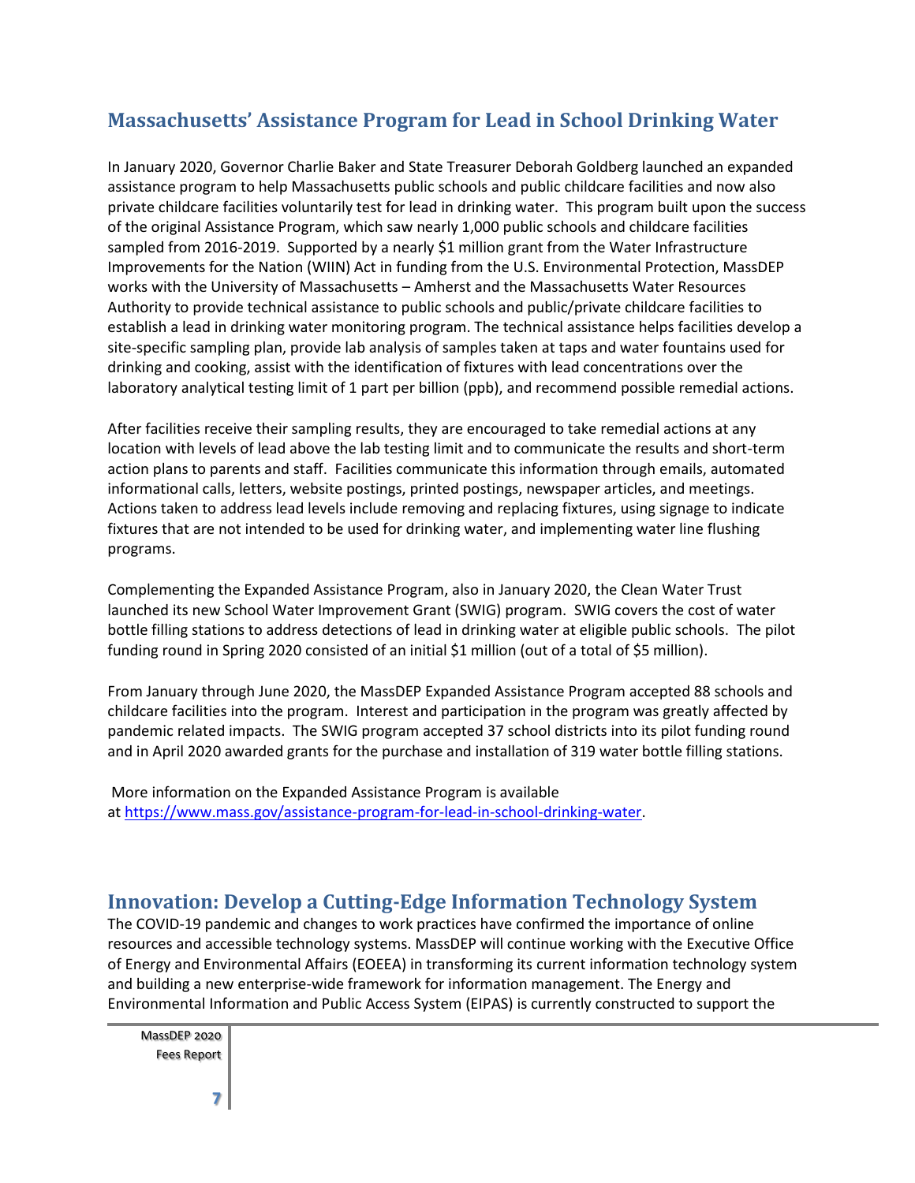## Massachusetts' Assistance Program for Lead in School Drinking Water

In January 2020, Governor Charlie Baker and State Treasurer Deborah Goldberg launched an expanded assistance program to help Massachusetts public schools and public childcare facilities and now also private childcare facilities voluntarily test for lead in drinking water. This program built upon the success of the original Assistance Program, which saw nearly 1,000 public schools and childcare facilities sampled from 2016-2019. Supported by a nearly $1 million grant from the Water Infrastructure Improvements for the Nation (WIIN) Act in funding from the U.S. Environmental Protection, MassDEP works with the University of Massachusetts – Amherst and the Massachusetts Water Resources Authority to provide technical assistance to public schools and public/private childcare facilities to establish a lead in drinking water monitoring program. The technical assistance helps facilities develop a site-specific sampling plan, provide lab analysis of samples taken at taps and water fountains used for drinking and cooking, assist with the identification of fixtures with lead concentrations over the laboratory analytical testing limit of 1 part per billion (ppb), and recommend possible remedial actions.

After facilities receive their sampling results, they are encouraged to take remedial actions at any location with levels of lead above the lab testing limit and to communicate the results and short-term action plans to parents and staff. Facilities communicate this information through emails, automated informational calls, letters, website postings, printed postings, newspaper articles, and meetings. Actions taken to address lead levels include removing and replacing fixtures, using signage to indicate fixtures that are not intended to be used for drinking water, and implementing water line flushing programs.

Complementing the Expanded Assistance Program, also in January 2020, the Clean Water Trust launched its new School Water Improvement Grant (SWIG) program. SWIG covers the cost of water bottle filling stations to address detections of lead in drinking water at eligible public schools. The pilot funding round in Spring 2020 consisted of an initial $1 million (out of a total of $5 million).

From January through June 2020, the MassDEP Expanded Assistance Program accepted 88 schools and childcare facilities into the program. Interest and participation in the program was greatly affected by pandemic related impacts. The SWIG program accepted 37 school districts into its pilot funding round and in April 2020 awarded grants for the purchase and installation of 319 water bottle filling stations.

More information on the Expanded Assistance Program is available at [https://www.mass.gov/assistance-program-for-lead-in-school-drinking-water](https://www.mass.gov/assistance-program-for-lead-in-school-drinking-water).

## Innovation: Develop a Cutting-Edge Information Technology System

The COVID-19 pandemic and changes to work practices have confirmed the importance of online resources and accessible technology systems. MassDEP will continue working with the Executive Office of Energy and Environmental Affairs (EOEEA) in transforming its current information technology system and building a new enterprise-wide framework for information management. The Energy and Environmental Information and Public Access System (EIPAS) is currently constructed to support the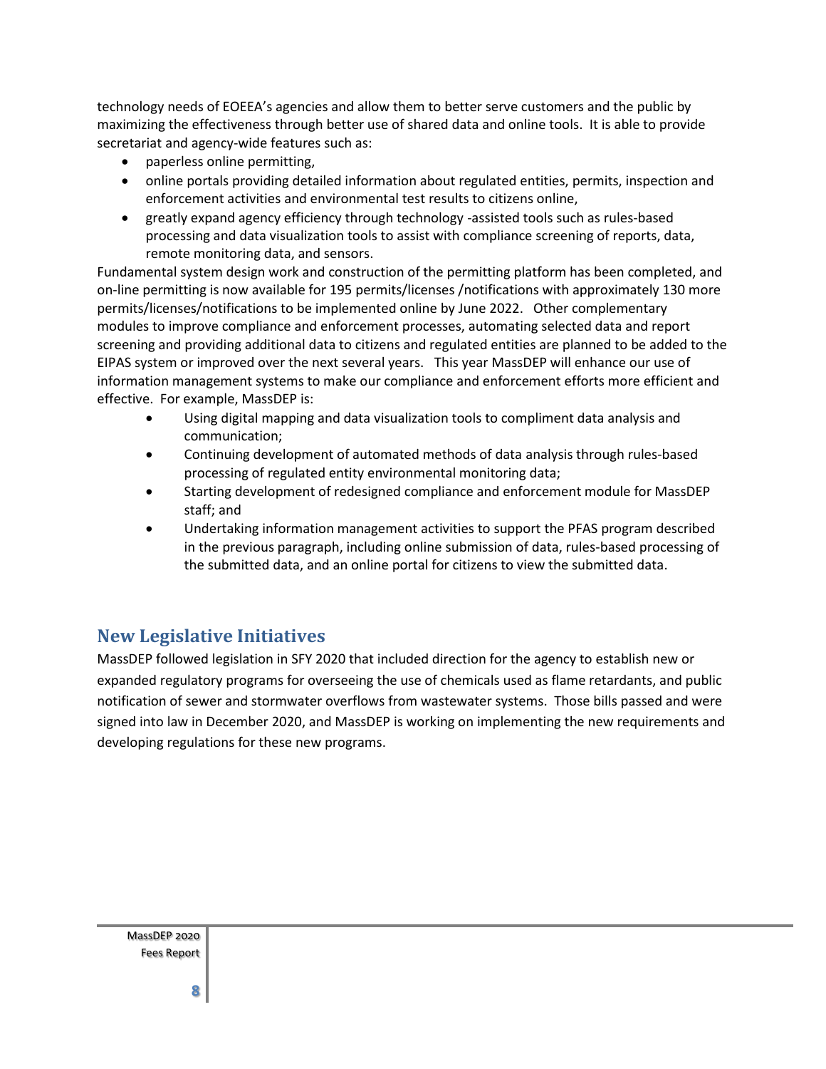technology needs of EOEEA's agencies and allow them to better serve customers and the public by maximizing the effectiveness through better use of shared data and online tools. It is able to provide secretariat and agency-wide features such as:

- paperless online permitting,
- online portals providing detailed information about regulated entities, permits, inspection and enforcement activities and environmental test results to citizens online,
- greatly expand agency efficiency through technology -assisted tools such as rules-based processing and data visualization tools to assist with compliance screening of reports, data, remote monitoring data, and sensors.

Fundamental system design work and construction of the permitting platform has been completed, and on-line permitting is now available for 195 permits/licenses /notifications with approximately 130 more permits/licenses/notifications to be implemented online by June 2022. Other complementary modules to improve compliance and enforcement processes, automating selected data and report screening and providing additional data to citizens and regulated entities are planned to be added to the EIPAS system or improved over the next several years. This year MassDEP will enhance our use of information management systems to make our compliance and enforcement efforts more efficient and effective. For example, MassDEP is:

- Using digital mapping and data visualization tools to compliment data analysis and communication;
- Continuing development of automated methods of data analysis through rules-based processing of regulated entity environmental monitoring data;
- Starting development of redesigned compliance and enforcement module for MassDEP staff; and
- Undertaking information management activities to support the PFAS program described in the previous paragraph, including online submission of data, rules-based processing of the submitted data, and an online portal for citizens to view the submitted data.

## New Legislative Initiatives

MassDEP followed legislation in SFY 2020 that included direction for the agency to establish new or expanded regulatory programs for overseeing the use of chemicals used as flame retardants, and public notification of sewer and stormwater overflows from wastewater systems. Those bills passed and were signed into law in December 2020, and MassDEP is working on implementing the new requirements and developing regulations for these new programs.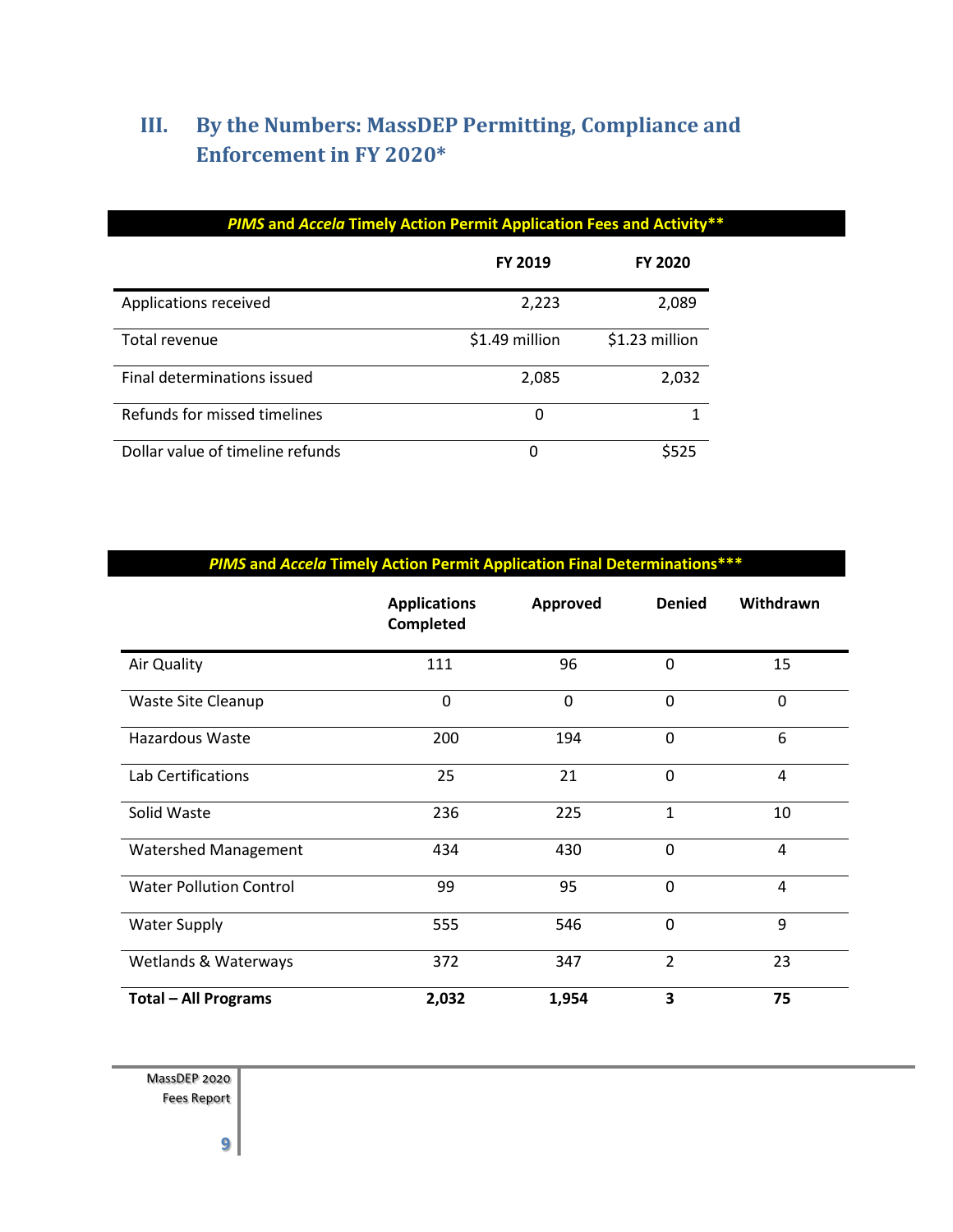## III. By the Numbers: MassDEP Permitting, Compliance and Enforcement in FY 2020*

| ***PIMS* and *Accela* Timely Action Permit Application Fees and Activity**** | | |
|---|---|---|
| | **FY 2019** | **FY 2020** |
| Applications received | 2,223 | 2,089 |
| Total revenue | $1.49 million | $1.23 million |
| Final determinations issued | 2,085 | 2,032 |
| Refunds for missed timelines | 0 | 1 |
| Dollar value of timeline refunds | 0 | $525 |

| ***PIMS* and *Accela* Timely Action Permit Application Final Determinations***** | | | | |
|---|---|---|---|---|
| | **Applications Completed** | **Approved** | **Denied** | **Withdrawn** |
| Air Quality | 111 | 96 | 0 | 15 |
| Waste Site Cleanup | 0 | 0 | 0 | 0 |
| Hazardous Waste | 200 | 194 | 0 | 6 |
| Lab Certifications | 25 | 21 | 0 | 4 |
| Solid Waste | 236 | 225 | 1 | 10 |
| Watershed Management | 434 | 430 | 0 | 4 |
| Water Pollution Control | 99 | 95 | 0 | 4 |
| Water Supply | 555 | 546 | 0 | 9 |
| Wetlands & Waterways | 372 | 347 | 2 | 23 |
| **Total – All Programs** | **2,032** | **1,954** | **3** | **75** |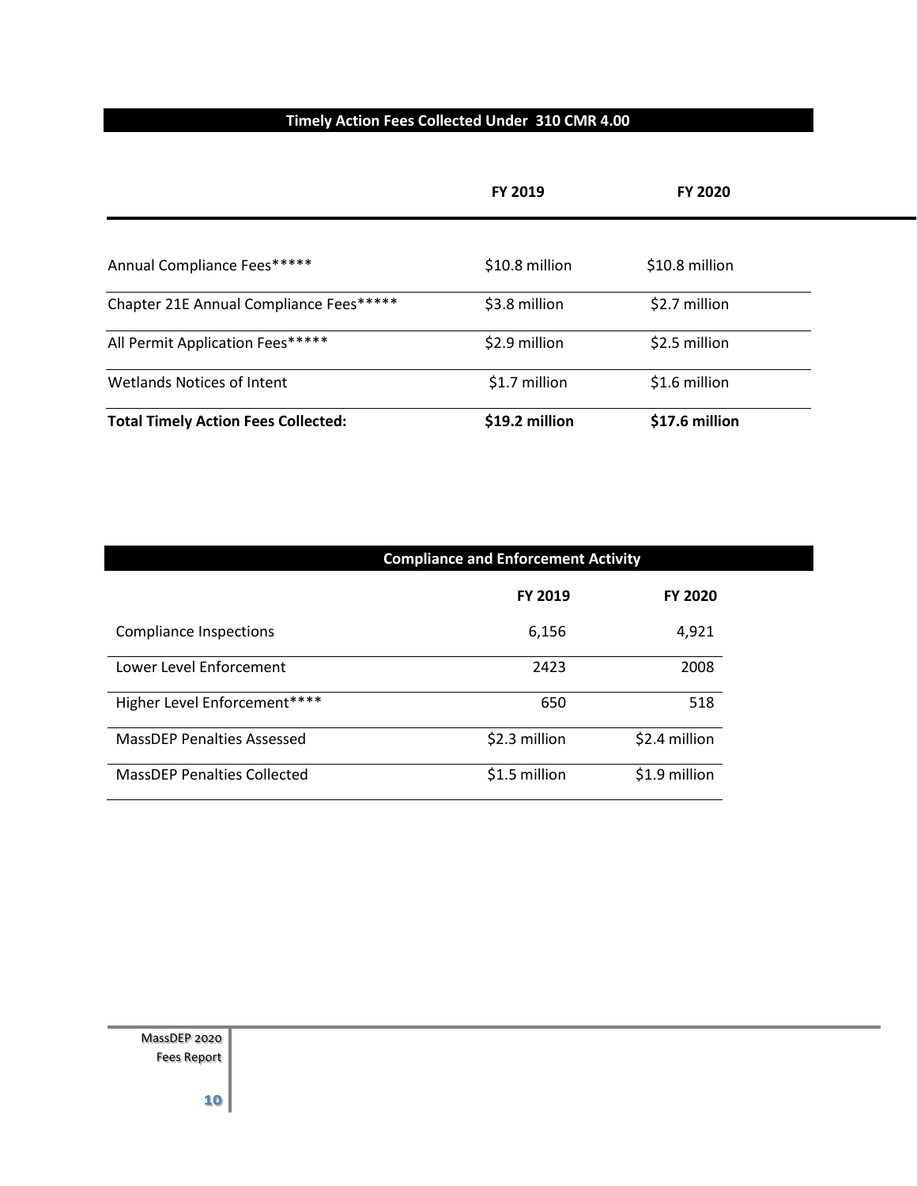| Timely Action Fees Collected Under 310 CMR 4.00 | | |
|---|---|---|
| | **FY 2019** | **FY 2020** |
| Annual Compliance Fees***** | $10.8 million | $10.8 million |
| Chapter 21E Annual Compliance Fees***** | $3.8 million | $2.7 million |
| All Permit Application Fees***** | $2.9 million | $2.5 million |
| Wetlands Notices of Intent | $1.7 million | $1.6 million |
| **Total Timely Action Fees Collected:** | **$19.2 million** | **$17.6 million** |

| Compliance and Enforcement Activity | | |
|---|---|---|
| | **FY 2019** | **FY 2020** |
| Compliance Inspections | 6,156 | 4,921 |
| Lower Level Enforcement | 2423 | 2008 |
| Higher Level Enforcement**** | 650 | 518 |
| MassDEP Penalties Assessed | $2.3 million | $2.4 million |
| MassDEP Penalties Collected | $1.5 million | $1.9 million |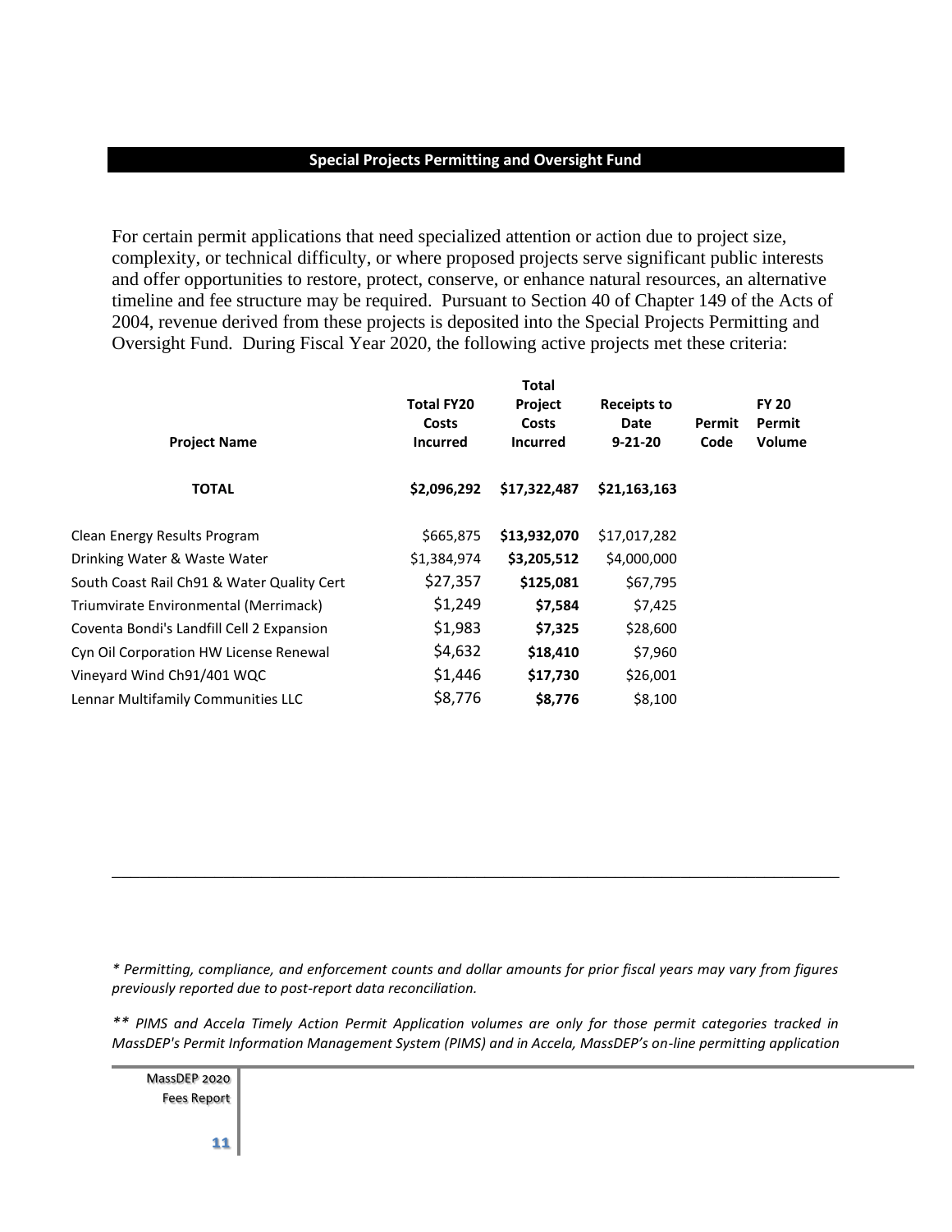## Special Projects Permitting and Oversight Fund

For certain permit applications that need specialized attention or action due to project size, complexity, or technical difficulty, or where proposed projects serve significant public interests and offer opportunities to restore, protect, conserve, or enhance natural resources, an alternative timeline and fee structure may be required. Pursuant to Section 40 of Chapter 149 of the Acts of 2004, revenue derived from these projects is deposited into the Special Projects Permitting and Oversight Fund. During Fiscal Year 2020, the following active projects met these criteria:

| Project Name | Total FY20 Costs Incurred | Total Project Costs Incurred | Receipts to Date 9-21-20 | Permit Code | FY 20 Permit Volume |
|---|---|---|---|---|---|
| **TOTAL** | **$2,096,292** | **$17,322,487** | **$21,163,163** | | |
| Clean Energy Results Program | $665,875 | **$13,932,070** | $17,017,282 | | |
| Drinking Water & Waste Water | $1,384,974 | **$3,205,512** | $4,000,000 | | |
| South Coast Rail Ch91 & Water Quality Cert | $27,357 | **$125,081** | $67,795 | | |
| Triumvirate Environmental (Merrimack) | $1,249 | **$7,584** | $7,425 | | |
| Coventa Bondi's Landfill Cell 2 Expansion | $1,983 | **$7,325** | $28,600 | | |
| Cyn Oil Corporation HW License Renewal | $4,632 | **$18,410** | $7,960 | | |
| Vineyard Wind Ch91/401 WQC | $1,446 | **$17,730** | $26,001 | | |
| Lennar Multifamily Communities LLC | $8,776 | **$8,776** | $8,100 | | |

---

*\* Permitting, compliance, and enforcement counts and dollar amounts for prior fiscal years may vary from figures previously reported due to post-report data reconciliation.*

*\*\* PIMS and Accela Timely Action Permit Application volumes are only for those permit categories tracked in MassDEP's Permit Information Management System (PIMS) and in Accela, MassDEP's on-line permitting application*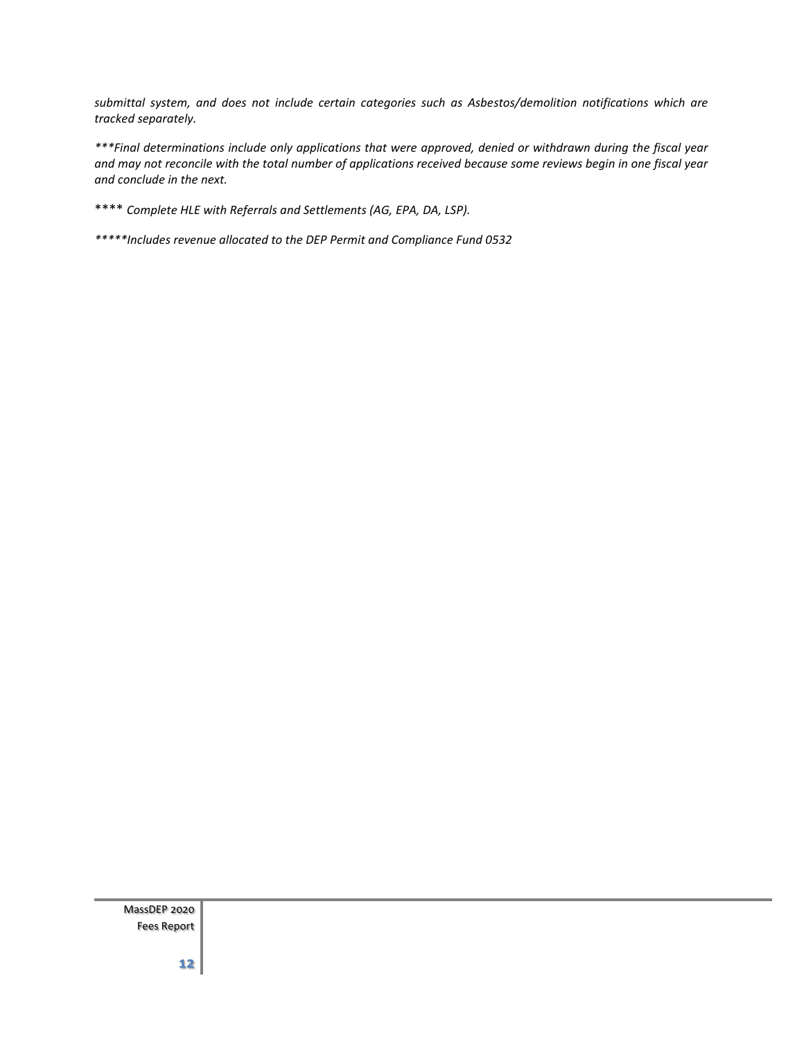*submittal system, and does not include certain categories such as Asbestos/demolition notifications which are tracked separately.*

*\*\*\*Final determinations include only applications that were approved, denied or withdrawn during the fiscal year and may not reconcile with the total number of applications received because some reviews begin in one fiscal year and conclude in the next.*

\*\*\*\* *Complete HLE with Referrals and Settlements (AG, EPA, DA, LSP).*

*\*\*\*\*\*Includes revenue allocated to the DEP Permit and Compliance Fund 0532*